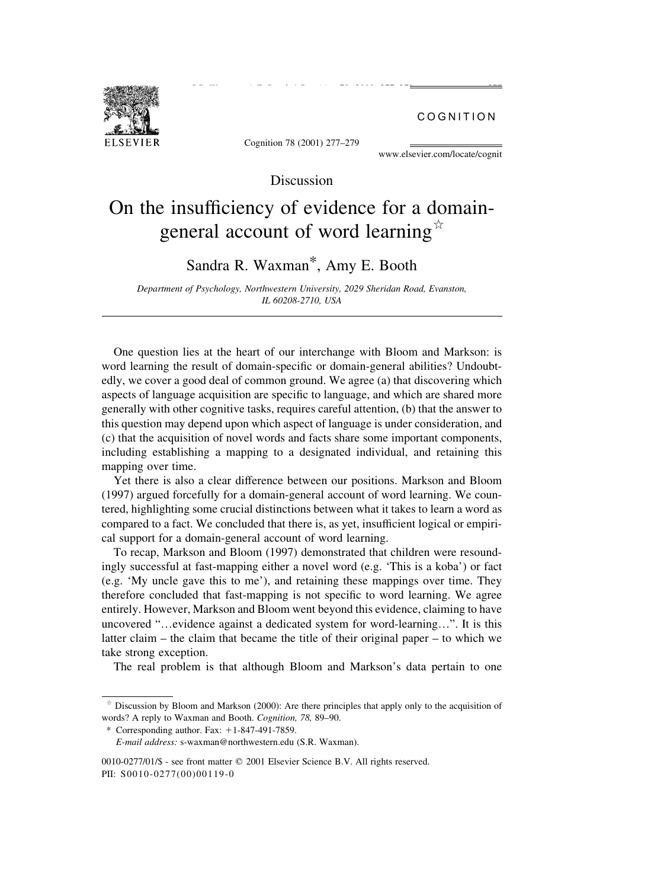Discussion

# On the insufficiency of evidence for a domain-general account of word learning[☆]

Sandra R. Waxman*, Amy E. Booth

*Department of Psychology, Northwestern University, 2029 Sheridan Road, Evanston, IL 60208-2710, USA*

---

One question lies at the heart of our interchange with Bloom and Markson: is word learning the result of domain-specific or domain-general abilities? Undoubtedly, we cover a good deal of common ground. We agree (a) that discovering which aspects of language acquisition are specific to language, and which are shared more generally with other cognitive tasks, requires careful attention, (b) that the answer to this question may depend upon which aspect of language is under consideration, and (c) that the acquisition of novel words and facts share some important components, including establishing a mapping to a designated individual, and retaining this mapping over time.

Yet there is also a clear difference between our positions. Markson and Bloom (1997) argued forcefully for a domain-general account of word learning. We countered, highlighting some crucial distinctions between what it takes to learn a word as compared to a fact. We concluded that there is, as yet, insufficient logical or empirical support for a domain-general account of word learning.

To recap, Markson and Bloom (1997) demonstrated that children were resoundingly successful at fast-mapping either a novel word (e.g. 'This is a koba') or fact (e.g. 'My uncle gave this to me'), and retaining these mappings over time. They therefore concluded that fast-mapping is not specific to word learning. We agree entirely. However, Markson and Bloom went beyond this evidence, claiming to have uncovered "…evidence against a dedicated system for word-learning…". It is this latter claim – the claim that became the title of their original paper – to which we take strong exception.

The real problem is that although Bloom and Markson's data pertain to one

---

[☆] Discussion by Bloom and Markson (2000): Are there principles that apply only to the acquisition of words? A reply to Waxman and Booth. *Cognition, 78,* 89–90.

\* Corresponding author. Fax: +1-847-491-7859.

*E-mail address:* s-waxman@northwestern.edu (S.R. Waxman).

0010-0277/01/$ - see front matter © 2001 Elsevier Science B.V. All rights reserved.
PII: S0010-0277(00)00119-0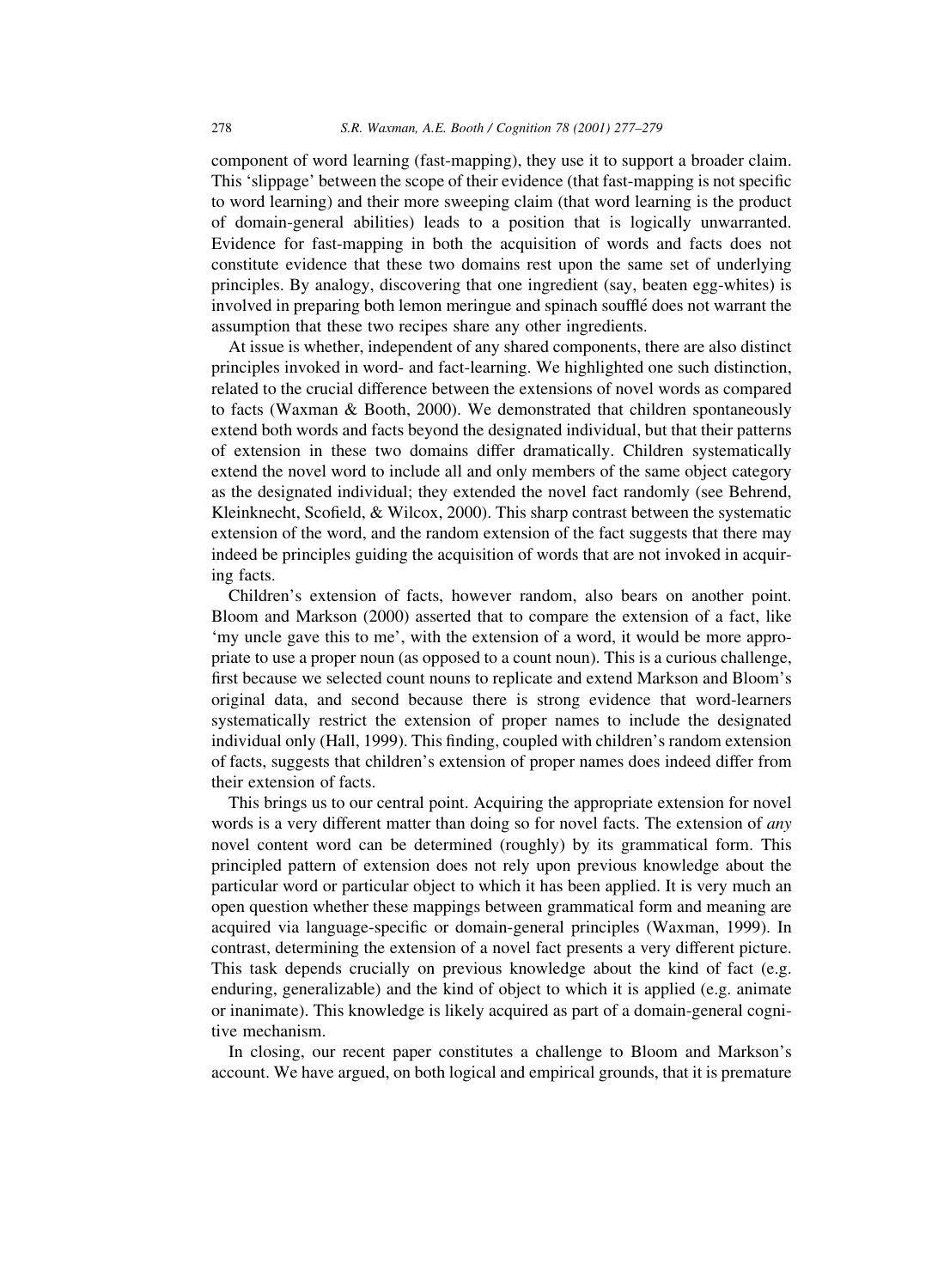component of word learning (fast-mapping), they use it to support a broader claim. This 'slippage' between the scope of their evidence (that fast-mapping is not specific to word learning) and their more sweeping claim (that word learning is the product of domain-general abilities) leads to a position that is logically unwarranted. Evidence for fast-mapping in both the acquisition of words and facts does not constitute evidence that these two domains rest upon the same set of underlying principles. By analogy, discovering that one ingredient (say, beaten egg-whites) is involved in preparing both lemon meringue and spinach soufflé does not warrant the assumption that these two recipes share any other ingredients.

At issue is whether, independent of any shared components, there are also distinct principles invoked in word- and fact-learning. We highlighted one such distinction, related to the crucial difference between the extensions of novel words as compared to facts (Waxman & Booth, 2000). We demonstrated that children spontaneously extend both words and facts beyond the designated individual, but that their patterns of extension in these two domains differ dramatically. Children systematically extend the novel word to include all and only members of the same object category as the designated individual; they extended the novel fact randomly (see Behrend, Kleinknecht, Scofield, & Wilcox, 2000). This sharp contrast between the systematic extension of the word, and the random extension of the fact suggests that there may indeed be principles guiding the acquisition of words that are not invoked in acquiring facts.

Children's extension of facts, however random, also bears on another point. Bloom and Markson (2000) asserted that to compare the extension of a fact, like 'my uncle gave this to me', with the extension of a word, it would be more appropriate to use a proper noun (as opposed to a count noun). This is a curious challenge, first because we selected count nouns to replicate and extend Markson and Bloom's original data, and second because there is strong evidence that word-learners systematically restrict the extension of proper names to include the designated individual only (Hall, 1999). This finding, coupled with children's random extension of facts, suggests that children's extension of proper names does indeed differ from their extension of facts.

This brings us to our central point. Acquiring the appropriate extension for novel words is a very different matter than doing so for novel facts. The extension of *any* novel content word can be determined (roughly) by its grammatical form. This principled pattern of extension does not rely upon previous knowledge about the particular word or particular object to which it has been applied. It is very much an open question whether these mappings between grammatical form and meaning are acquired via language-specific or domain-general principles (Waxman, 1999). In contrast, determining the extension of a novel fact presents a very different picture. This task depends crucially on previous knowledge about the kind of fact (e.g. enduring, generalizable) and the kind of object to which it is applied (e.g. animate or inanimate). This knowledge is likely acquired as part of a domain-general cognitive mechanism.

In closing, our recent paper constitutes a challenge to Bloom and Markson's account. We have argued, on both logical and empirical grounds, that it is premature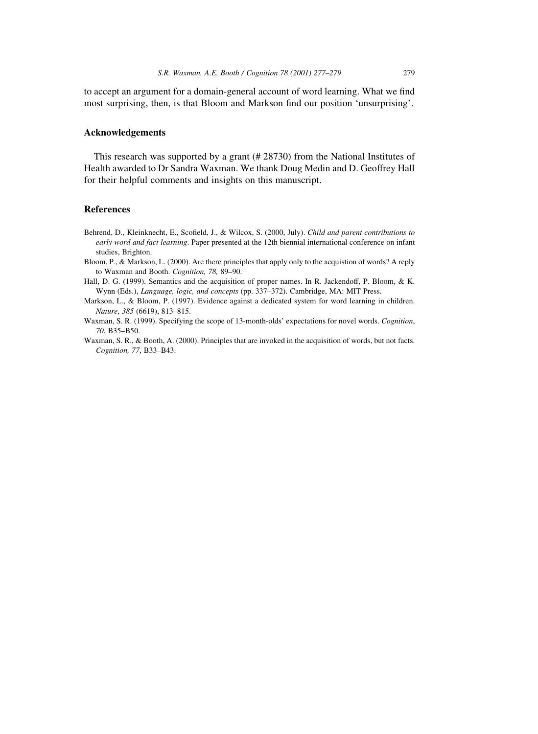to accept an argument for a domain-general account of word learning. What we find most surprising, then, is that Bloom and Markson find our position 'unsurprising'.

## Acknowledgements

This research was supported by a grant (# 28730) from the National Institutes of Health awarded to Dr Sandra Waxman. We thank Doug Medin and D. Geoffrey Hall for their helpful comments and insights on this manuscript.

## References

Behrend, D., Kleinknecht, E., Scofield, J., & Wilcox, S. (2000, July). *Child and parent contributions to early word and fact learning*. Paper presented at the 12th biennial international conference on infant studies, Brighton.

Bloom, P., & Markson, L. (2000). Are there principles that apply only to the acquistion of words? A reply to Waxman and Booth. *Cognition, 78,* 89–90.

Hall, D. G. (1999). Semantics and the acquisition of proper names. In R. Jackendoff, P. Bloom, & K. Wynn (Eds.), *Language, logic, and concepts* (pp. 337–372). Cambridge, MA: MIT Press.

Markson, L., & Bloom, P. (1997). Evidence against a dedicated system for word learning in children. *Nature*, *385* (6619), 813–815.

Waxman, S. R. (1999). Specifying the scope of 13-month-olds' expectations for novel words. *Cognition*, *70*, B35–B50.

Waxman, S. R., & Booth, A. (2000). Principles that are invoked in the acquisition of words, but not facts. *Cognition, 77*, B33–B43.